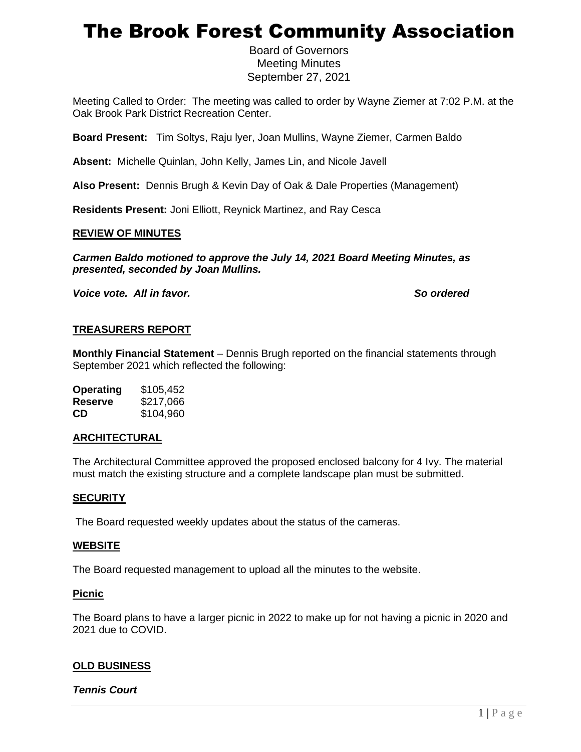# The Brook Forest Community Association

Board of Governors
Meeting Minutes
September 27, 2021

Meeting Called to Order: The meeting was called to order by Wayne Ziemer at 7:02 P.M. at the Oak Brook Park District Recreation Center.

**Board Present:** Tim Soltys, Raju lyer, Joan Mullins, Wayne Ziemer, Carmen Baldo

**Absent:** Michelle Quinlan, John Kelly, James Lin, and Nicole Javell

**Also Present:** Dennis Brugh & Kevin Day of Oak & Dale Properties (Management)

**Residents Present:** Joni Elliott, Reynick Martinez, and Ray Cesca

**REVIEW OF MINUTES**

***Carmen Baldo motioned to approve the July 14, 2021 Board Meeting Minutes, as presented, seconded by Joan Mullins.***

***Voice vote. All in favor. So ordered***

**TREASURERS REPORT**

**Monthly Financial Statement** – Dennis Brugh reported on the financial statements through September 2021 which reflected the following:

| | |
|---|---|
| **Operating** | $105,452 |
| **Reserve** | $217,066 |
| **CD** | $104,960 |

**ARCHITECTURAL**

The Architectural Committee approved the proposed enclosed balcony for 4 Ivy. The material must match the existing structure and a complete landscape plan must be submitted.

**SECURITY**

The Board requested weekly updates about the status of the cameras.

**WEBSITE**

The Board requested management to upload all the minutes to the website.

**Picnic**

The Board plans to have a larger picnic in 2022 to make up for not having a picnic in 2020 and 2021 due to COVID.

**OLD BUSINESS**

***Tennis Court***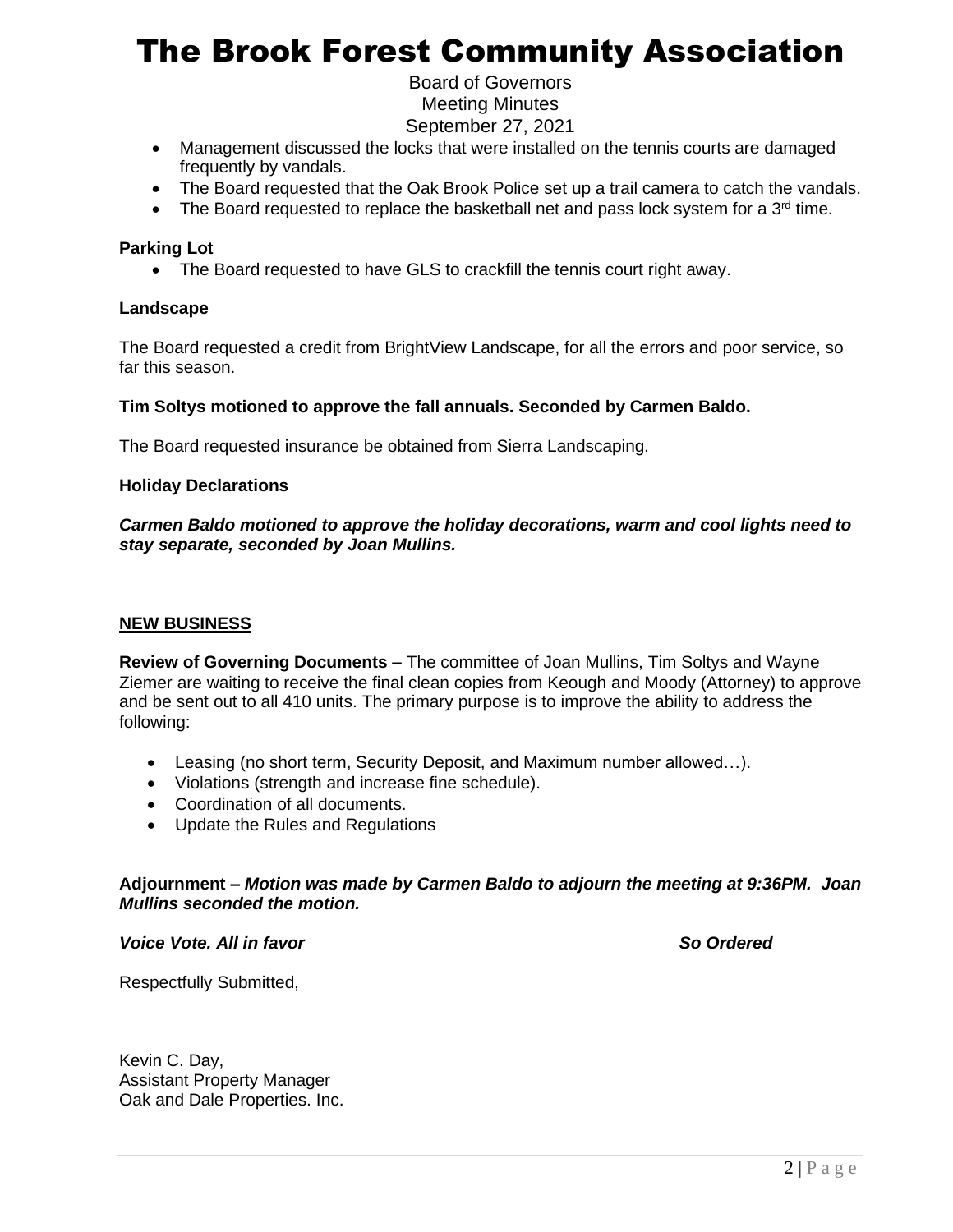- Management discussed the locks that were installed on the tennis courts are damaged frequently by vandals.
- The Board requested that the Oak Brook Police set up a trail camera to catch the vandals.
- The Board requested to replace the basketball net and pass lock system for a 3rd time.

**Parking Lot**

- The Board requested to have GLS to crackfill the tennis court right away.

**Landscape**

The Board requested a credit from BrightView Landscape, for all the errors and poor service, so far this season.

**Tim Soltys motioned to approve the fall annuals. Seconded by Carmen Baldo.**

The Board requested insurance be obtained from Sierra Landscaping.

**Holiday Declarations**

***Carmen Baldo motioned to approve the holiday decorations, warm and cool lights need to stay separate, seconded by Joan Mullins.***

**NEW BUSINESS**

**Review of Governing Documents –** The committee of Joan Mullins, Tim Soltys and Wayne Ziemer are waiting to receive the final clean copies from Keough and Moody (Attorney) to approve and be sent out to all 410 units. The primary purpose is to improve the ability to address the following:

- Leasing (no short term, Security Deposit, and Maximum number allowed…).
- Violations (strength and increase fine schedule).
- Coordination of all documents.
- Update the Rules and Regulations

**Adjournment –** ***Motion was made by Carmen Baldo to adjourn the meeting at 9:36PM. Joan Mullins seconded the motion.***

***Voice Vote. All in favor*** ***So Ordered***

Respectfully Submitted,

Kevin C. Day,
Assistant Property Manager
Oak and Dale Properties. Inc.